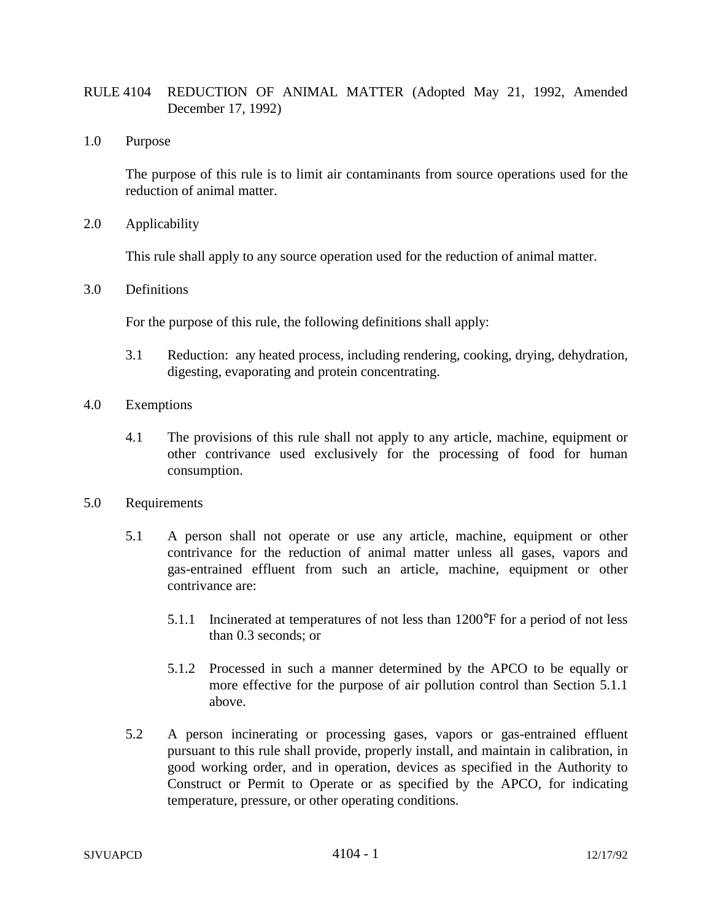# RULE 4104 REDUCTION OF ANIMAL MATTER (Adopted May 21, 1992, Amended December 17, 1992)

## 1.0 Purpose

The purpose of this rule is to limit air contaminants from source operations used for the reduction of animal matter.

## 2.0 Applicability

This rule shall apply to any source operation used for the reduction of animal matter.

## 3.0 Definitions

For the purpose of this rule, the following definitions shall apply:

3.1 Reduction: any heated process, including rendering, cooking, drying, dehydration, digesting, evaporating and protein concentrating.

## 4.0 Exemptions

4.1 The provisions of this rule shall not apply to any article, machine, equipment or other contrivance used exclusively for the processing of food for human consumption.

## 5.0 Requirements

5.1 A person shall not operate or use any article, machine, equipment or other contrivance for the reduction of animal matter unless all gases, vapors and gas-entrained effluent from such an article, machine, equipment or other contrivance are:

5.1.1 Incinerated at temperatures of not less than 1200°F for a period of not less than 0.3 seconds; or

5.1.2 Processed in such a manner determined by the APCO to be equally or more effective for the purpose of air pollution control than Section 5.1.1 above.

5.2 A person incinerating or processing gases, vapors or gas-entrained effluent pursuant to this rule shall provide, properly install, and maintain in calibration, in good working order, and in operation, devices as specified in the Authority to Construct or Permit to Operate or as specified by the APCO, for indicating temperature, pressure, or other operating conditions.